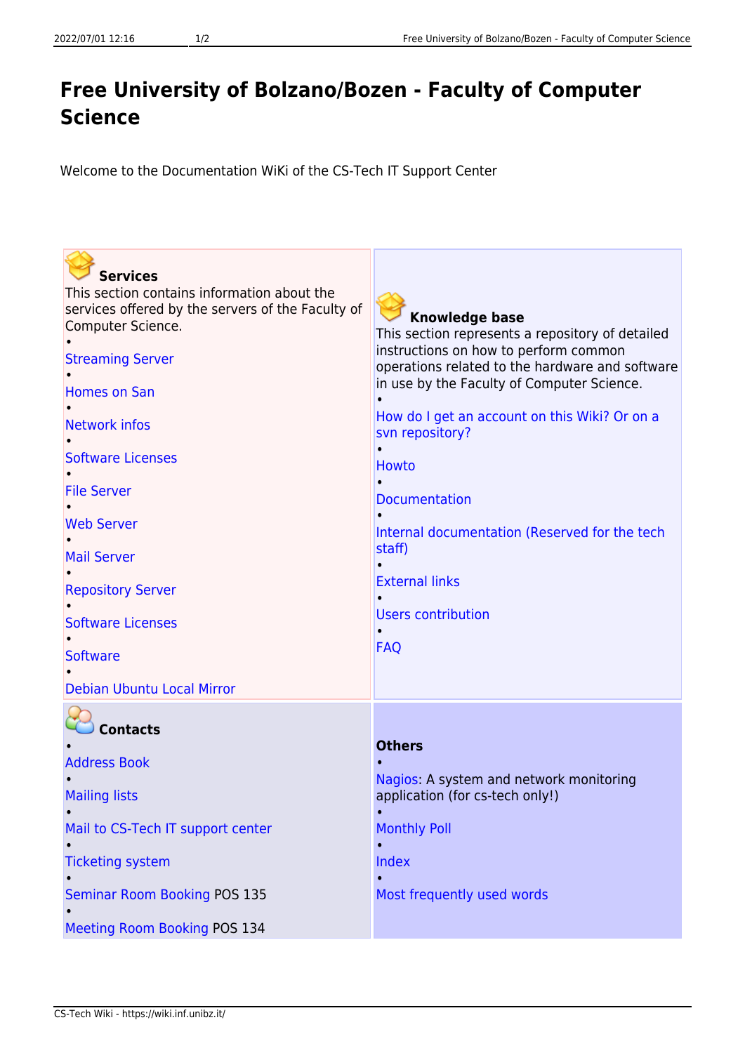# Free University of Bolzano/Bozen - Faculty of Computer Science

Welcome to the Documentation WiKi of the CS-Tech IT Support Center

**Services**

This section contains information about the services offered by the servers of the Faculty of Computer Science.

- Streaming Server
- Homes on San
- Network infos
- Software Licenses
- File Server
- Web Server
- Mail Server
- Repository Server
- Software Licenses
- Software
- Debian Ubuntu Local Mirror

**Knowledge base**

This section represents a repository of detailed instructions on how to perform common operations related to the hardware and software in use by the Faculty of Computer Science.

- How do I get an account on this Wiki? Or on a svn repository?
- Howto
- Documentation
- Internal documentation (Reserved for the tech staff)
- External links
- Users contribution
- FAQ

**Contacts**

- Address Book
- Mailing lists
- Mail to CS-Tech IT support center
- Ticketing system
- Seminar Room Booking POS 135
- Meeting Room Booking POS 134

**Others**

- Nagios: A system and network monitoring application (for cs-tech only!)
- Monthly Poll
- Index
- Most frequently used words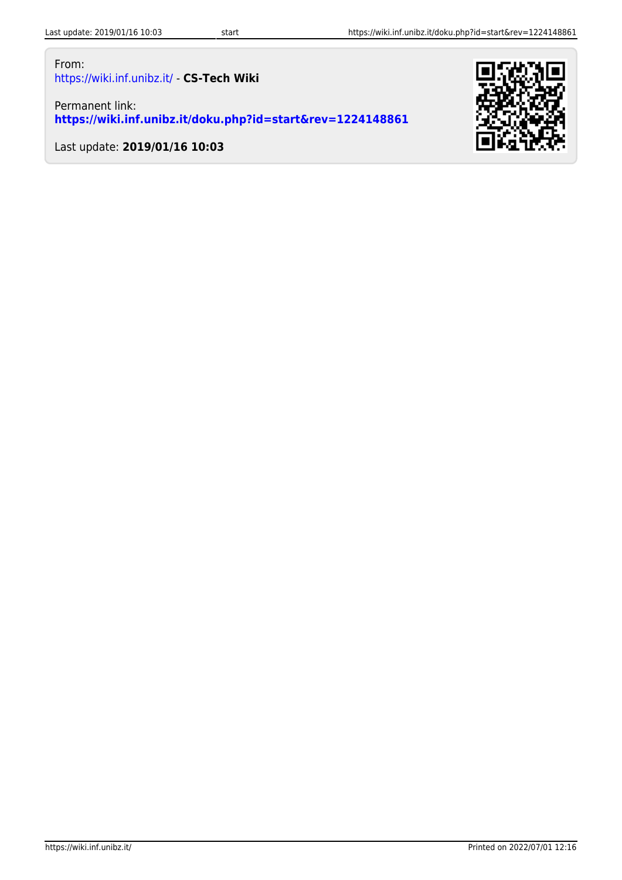From:
https://wiki.inf.unibz.it/ - **CS-Tech Wiki**

Permanent link:
**https://wiki.inf.unibz.it/doku.php?id=start&rev=1224148861**

Last update: **2019/01/16 10:03**